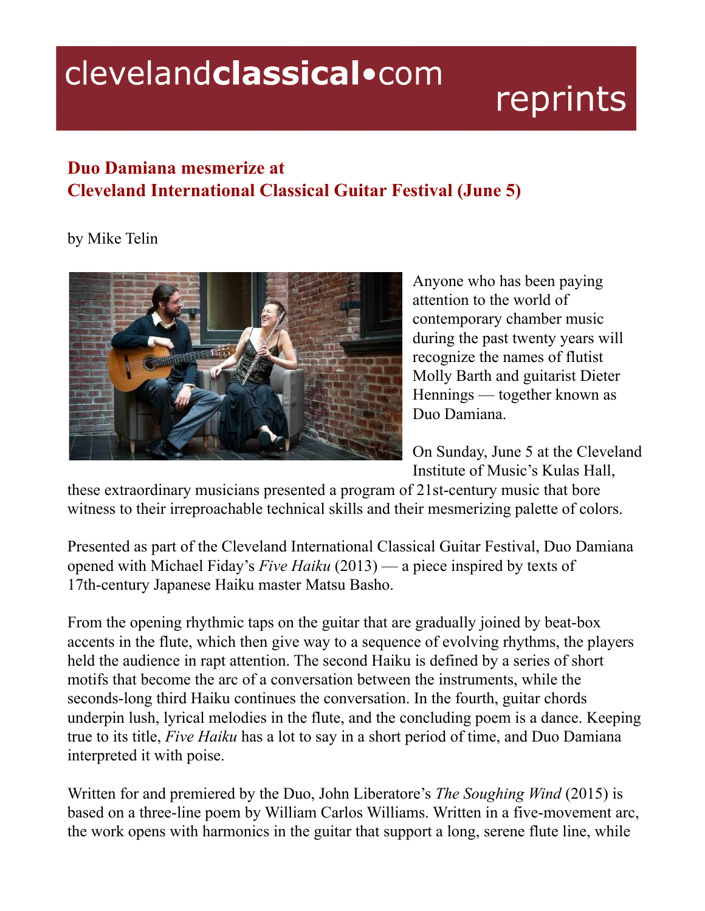# Duo Damiana mesmerize at Cleveland International Classical Guitar Festival (June 5)

by Mike Telin

Anyone who has been paying attention to the world of contemporary chamber music during the past twenty years will recognize the names of flutist Molly Barth and guitarist Dieter Hennings — together known as Duo Damiana.

On Sunday, June 5 at the Cleveland Institute of Music's Kulas Hall, these extraordinary musicians presented a program of 21st-century music that bore witness to their irreproachable technical skills and their mesmerizing palette of colors.

Presented as part of the Cleveland International Classical Guitar Festival, Duo Damiana opened with Michael Fiday's *Five Haiku* (2013) — a piece inspired by texts of 17th-century Japanese Haiku master Matsu Basho.

From the opening rhythmic taps on the guitar that are gradually joined by beat-box accents in the flute, which then give way to a sequence of evolving rhythms, the players held the audience in rapt attention. The second Haiku is defined by a series of short motifs that become the arc of a conversation between the instruments, while the seconds-long third Haiku continues the conversation. In the fourth, guitar chords underpin lush, lyrical melodies in the flute, and the concluding poem is a dance. Keeping true to its title, *Five Haiku* has a lot to say in a short period of time, and Duo Damiana interpreted it with poise.

Written for and premiered by the Duo, John Liberatore's *The Soughing Wind* (2015) is based on a three-line poem by William Carlos Williams. Written in a five-movement arc, the work opens with harmonics in the guitar that support a long, serene flute line, while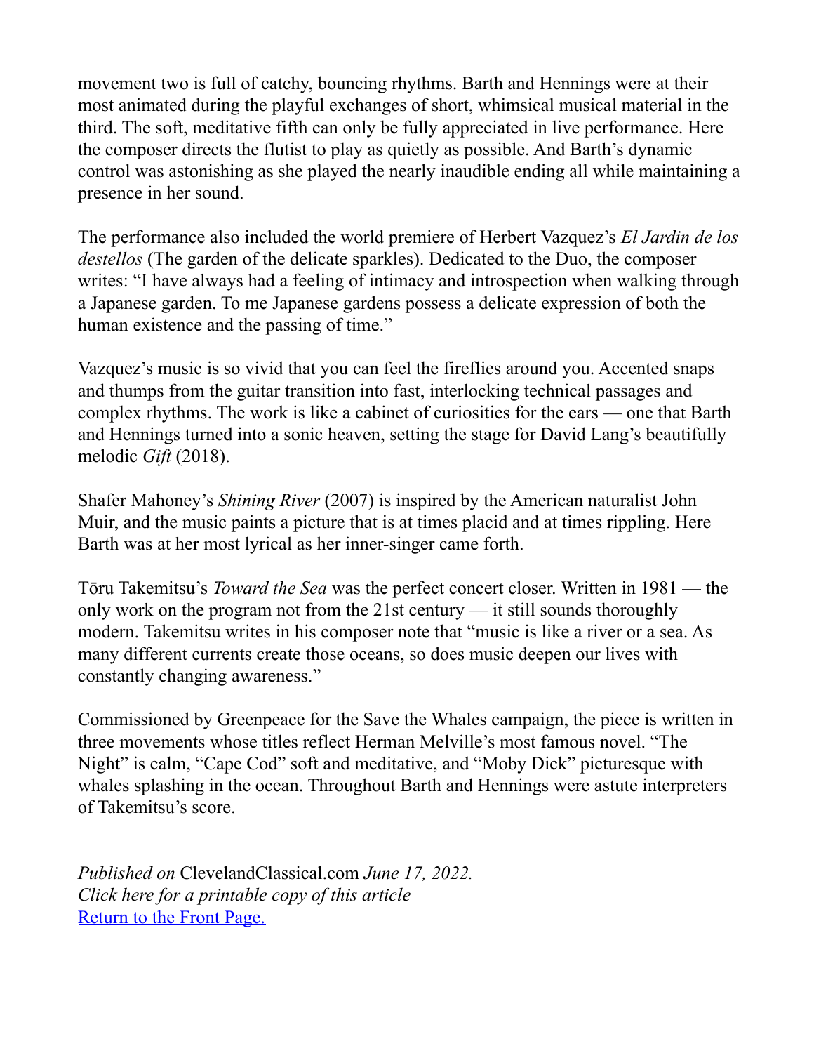movement two is full of catchy, bouncing rhythms. Barth and Hennings were at their most animated during the playful exchanges of short, whimsical musical material in the third. The soft, meditative fifth can only be fully appreciated in live performance. Here the composer directs the flutist to play as quietly as possible. And Barth's dynamic control was astonishing as she played the nearly inaudible ending all while maintaining a presence in her sound.

The performance also included the world premiere of Herbert Vazquez's *El Jardin de los destellos* (The garden of the delicate sparkles). Dedicated to the Duo, the composer writes: "I have always had a feeling of intimacy and introspection when walking through a Japanese garden. To me Japanese gardens possess a delicate expression of both the human existence and the passing of time."

Vazquez's music is so vivid that you can feel the fireflies around you. Accented snaps and thumps from the guitar transition into fast, interlocking technical passages and complex rhythms. The work is like a cabinet of curiosities for the ears — one that Barth and Hennings turned into a sonic heaven, setting the stage for David Lang's beautifully melodic *Gift* (2018).

Shafer Mahoney's *Shining River* (2007) is inspired by the American naturalist John Muir, and the music paints a picture that is at times placid and at times rippling. Here Barth was at her most lyrical as her inner-singer came forth.

Tōru Takemitsu's *Toward the Sea* was the perfect concert closer. Written in 1981 — the only work on the program not from the 21st century — it still sounds thoroughly modern. Takemitsu writes in his composer note that "music is like a river or a sea. As many different currents create those oceans, so does music deepen our lives with constantly changing awareness."

Commissioned by Greenpeace for the Save the Whales campaign, the piece is written in three movements whose titles reflect Herman Melville's most famous novel. "The Night" is calm, "Cape Cod" soft and meditative, and "Moby Dick" picturesque with whales splashing in the ocean. Throughout Barth and Hennings were astute interpreters of Takemitsu's score.

*Published on* ClevelandClassical.com *June 17, 2022.*
*Click here for a printable copy of this article*
[Return to the Front Page.]